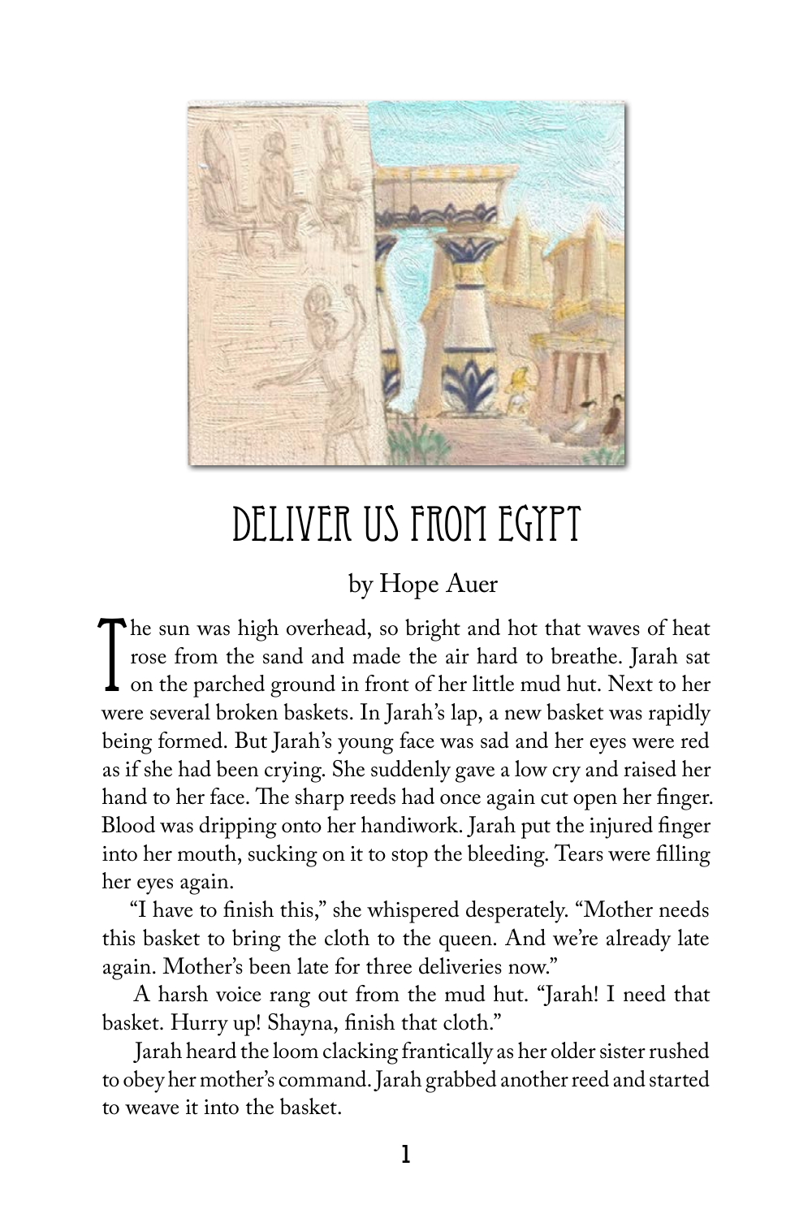# Deliver Us From Egypt

by Hope Auer

The sun was high overhead, so bright and hot that waves of heat rose from the sand and made the air hard to breathe. Jarah sat on the parched ground in front of her little mud hut. Next to her were several broken baskets. In Jarah's lap, a new basket was rapidly being formed. But Jarah's young face was sad and her eyes were red as if she had been crying. She suddenly gave a low cry and raised her hand to her face. The sharp reeds had once again cut open her finger. Blood was dripping onto her handiwork. Jarah put the injured finger into her mouth, sucking on it to stop the bleeding. Tears were filling her eyes again.

"I have to finish this," she whispered desperately. "Mother needs this basket to bring the cloth to the queen. And we're already late again. Mother's been late for three deliveries now."

A harsh voice rang out from the mud hut. "Jarah! I need that basket. Hurry up! Shayna, finish that cloth."

Jarah heard the loom clacking frantically as her older sister rushed to obey her mother's command. Jarah grabbed another reed and started to weave it into the basket.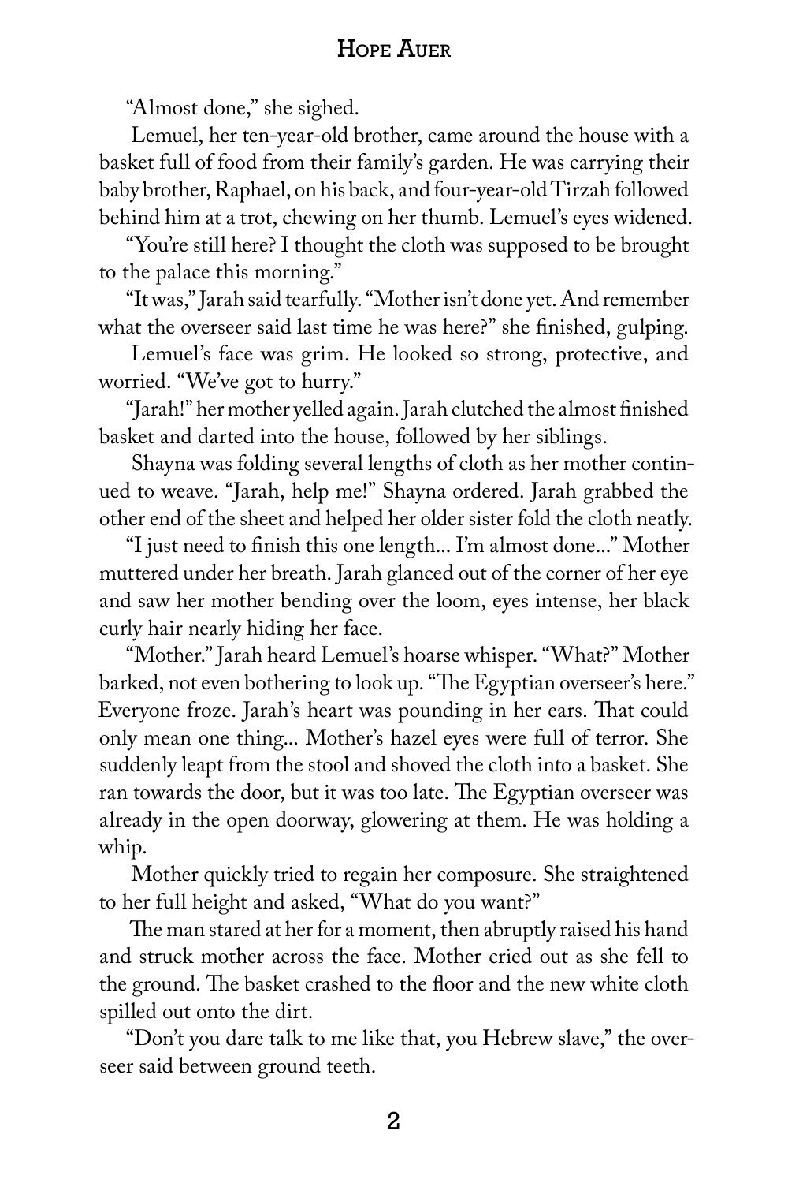"Almost done," she sighed.

Lemuel, her ten-year-old brother, came around the house with a basket full of food from their family's garden. He was carrying their baby brother, Raphael, on his back, and four-year-old Tirzah followed behind him at a trot, chewing on her thumb. Lemuel's eyes widened.

"You're still here? I thought the cloth was supposed to be brought to the palace this morning."

"It was," Jarah said tearfully. "Mother isn't done yet. And remember what the overseer said last time he was here?" she finished, gulping.

Lemuel's face was grim. He looked so strong, protective, and worried. "We've got to hurry."

"Jarah!" her mother yelled again. Jarah clutched the almost finished basket and darted into the house, followed by her siblings.

Shayna was folding several lengths of cloth as her mother continued to weave. "Jarah, help me!" Shayna ordered. Jarah grabbed the other end of the sheet and helped her older sister fold the cloth neatly.

"I just need to finish this one length... I'm almost done..." Mother muttered under her breath. Jarah glanced out of the corner of her eye and saw her mother bending over the loom, eyes intense, her black curly hair nearly hiding her face.

"Mother." Jarah heard Lemuel's hoarse whisper. "What?" Mother barked, not even bothering to look up. "The Egyptian overseer's here." Everyone froze. Jarah's heart was pounding in her ears. That could only mean one thing... Mother's hazel eyes were full of terror. She suddenly leapt from the stool and shoved the cloth into a basket. She ran towards the door, but it was too late. The Egyptian overseer was already in the open doorway, glowering at them. He was holding a whip.

Mother quickly tried to regain her composure. She straightened to her full height and asked, "What do you want?"

The man stared at her for a moment, then abruptly raised his hand and struck mother across the face. Mother cried out as she fell to the ground. The basket crashed to the floor and the new white cloth spilled out onto the dirt.

"Don't you dare talk to me like that, you Hebrew slave," the overseer said between ground teeth.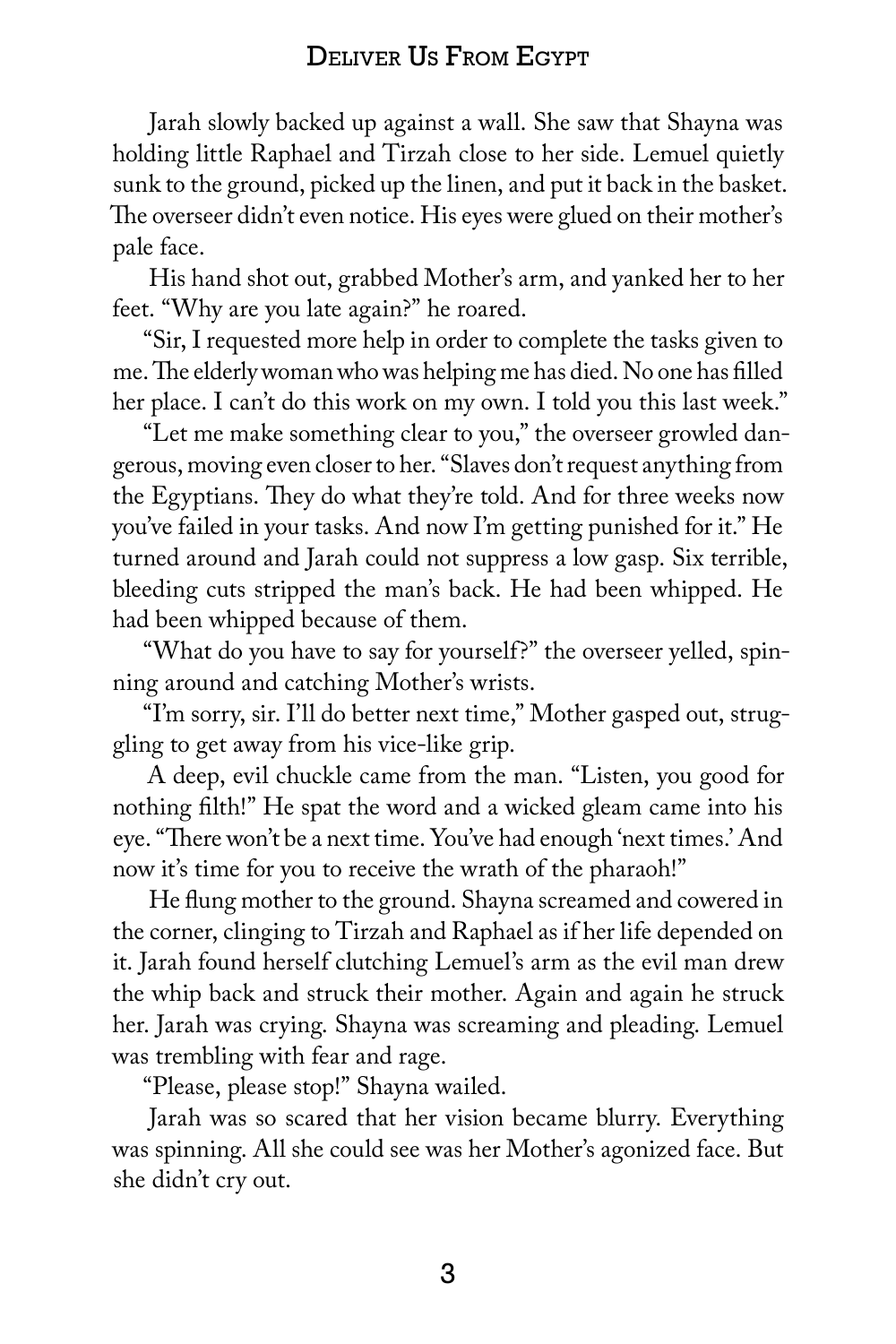Jarah slowly backed up against a wall. She saw that Shayna was holding little Raphael and Tirzah close to her side. Lemuel quietly sunk to the ground, picked up the linen, and put it back in the basket. The overseer didn't even notice. His eyes were glued on their mother's pale face.

His hand shot out, grabbed Mother's arm, and yanked her to her feet. "Why are you late again?" he roared.

"Sir, I requested more help in order to complete the tasks given to me. The elderly woman who was helping me has died. No one has filled her place. I can't do this work on my own. I told you this last week."

"Let me make something clear to you," the overseer growled dangerous, moving even closer to her. "Slaves don't request anything from the Egyptians. They do what they're told. And for three weeks now you've failed in your tasks. And now I'm getting punished for it." He turned around and Jarah could not suppress a low gasp. Six terrible, bleeding cuts stripped the man's back. He had been whipped. He had been whipped because of them.

"What do you have to say for yourself?" the overseer yelled, spinning around and catching Mother's wrists.

"I'm sorry, sir. I'll do better next time," Mother gasped out, struggling to get away from his vice-like grip.

A deep, evil chuckle came from the man. "Listen, you good for nothing filth!" He spat the word and a wicked gleam came into his eye. "There won't be a next time. You've had enough 'next times.' And now it's time for you to receive the wrath of the pharaoh!"

He flung mother to the ground. Shayna screamed and cowered in the corner, clinging to Tirzah and Raphael as if her life depended on it. Jarah found herself clutching Lemuel's arm as the evil man drew the whip back and struck their mother. Again and again he struck her. Jarah was crying. Shayna was screaming and pleading. Lemuel was trembling with fear and rage.

"Please, please stop!" Shayna wailed.

Jarah was so scared that her vision became blurry. Everything was spinning. All she could see was her Mother's agonized face. But she didn't cry out.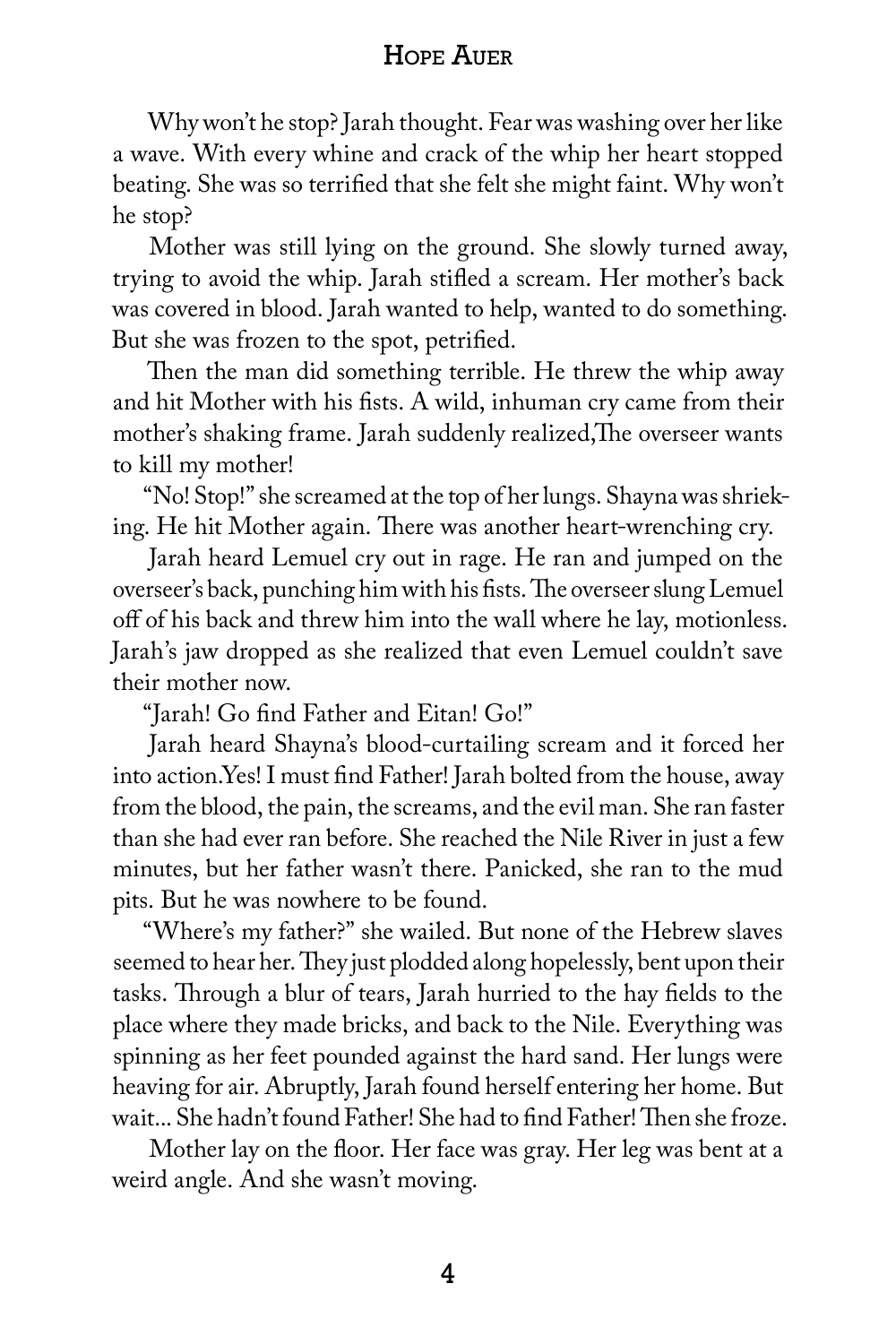Why won't he stop? Jarah thought. Fear was washing over her like a wave. With every whine and crack of the whip her heart stopped beating. She was so terrified that she felt she might faint. Why won't he stop?

Mother was still lying on the ground. She slowly turned away, trying to avoid the whip. Jarah stifled a scream. Her mother's back was covered in blood. Jarah wanted to help, wanted to do something. But she was frozen to the spot, petrified.

Then the man did something terrible. He threw the whip away and hit Mother with his fists. A wild, inhuman cry came from their mother's shaking frame. Jarah suddenly realized,The overseer wants to kill my mother!

"No! Stop!" she screamed at the top of her lungs. Shayna was shrieking. He hit Mother again. There was another heart-wrenching cry.

Jarah heard Lemuel cry out in rage. He ran and jumped on the overseer's back, punching him with his fists. The overseer slung Lemuel off of his back and threw him into the wall where he lay, motionless. Jarah's jaw dropped as she realized that even Lemuel couldn't save their mother now.

"Jarah! Go find Father and Eitan! Go!"

Jarah heard Shayna's blood-curtailing scream and it forced her into action.Yes! I must find Father! Jarah bolted from the house, away from the blood, the pain, the screams, and the evil man. She ran faster than she had ever ran before. She reached the Nile River in just a few minutes, but her father wasn't there. Panicked, she ran to the mud pits. But he was nowhere to be found.

"Where's my father?" she wailed. But none of the Hebrew slaves seemed to hear her. They just plodded along hopelessly, bent upon their tasks. Through a blur of tears, Jarah hurried to the hay fields to the place where they made bricks, and back to the Nile. Everything was spinning as her feet pounded against the hard sand. Her lungs were heaving for air. Abruptly, Jarah found herself entering her home. But wait... She hadn't found Father! She had to find Father! Then she froze.

Mother lay on the floor. Her face was gray. Her leg was bent at a weird angle. And she wasn't moving.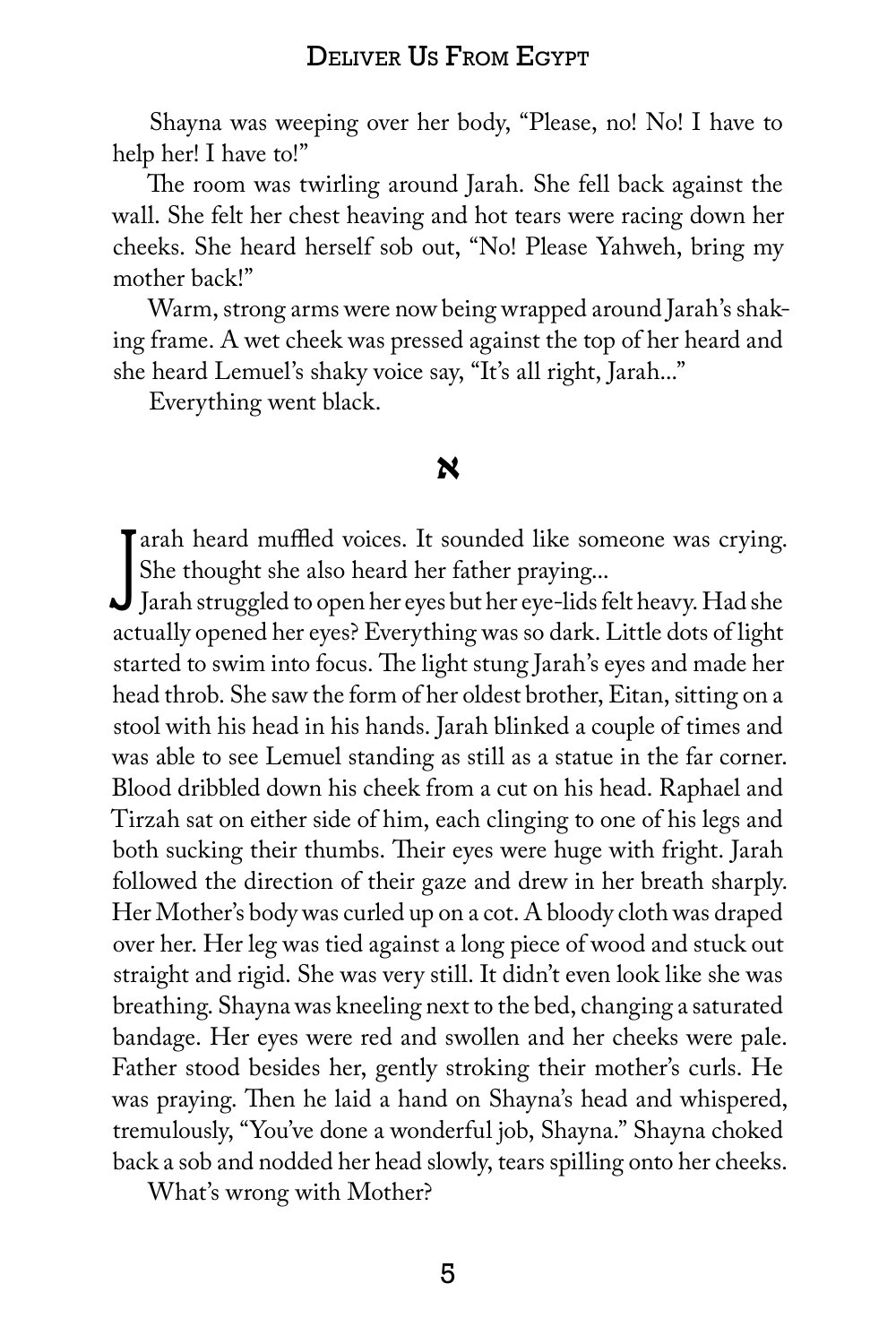Shayna was weeping over her body, "Please, no! No! I have to help her! I have to!"

The room was twirling around Jarah. She fell back against the wall. She felt her chest heaving and hot tears were racing down her cheeks. She heard herself sob out, "No! Please Yahweh, bring my mother back!"

Warm, strong arms were now being wrapped around Jarah's shaking frame. A wet cheek was pressed against the top of her heard and she heard Lemuel's shaky voice say, "It's all right, Jarah..."

Everything went black.

א

Jarah heard muffled voices. It sounded like someone was crying. She thought she also heard her father praying...

Jarah struggled to open her eyes but her eye-lids felt heavy. Had she actually opened her eyes? Everything was so dark. Little dots of light started to swim into focus. The light stung Jarah's eyes and made her head throb. She saw the form of her oldest brother, Eitan, sitting on a stool with his head in his hands. Jarah blinked a couple of times and was able to see Lemuel standing as still as a statue in the far corner. Blood dribbled down his cheek from a cut on his head. Raphael and Tirzah sat on either side of him, each clinging to one of his legs and both sucking their thumbs. Their eyes were huge with fright. Jarah followed the direction of their gaze and drew in her breath sharply. Her Mother's body was curled up on a cot. A bloody cloth was draped over her. Her leg was tied against a long piece of wood and stuck out straight and rigid. She was very still. It didn't even look like she was breathing. Shayna was kneeling next to the bed, changing a saturated bandage. Her eyes were red and swollen and her cheeks were pale. Father stood besides her, gently stroking their mother's curls. He was praying. Then he laid a hand on Shayna's head and whispered, tremulously, "You've done a wonderful job, Shayna." Shayna choked back a sob and nodded her head slowly, tears spilling onto her cheeks.

*What's wrong with Mother?*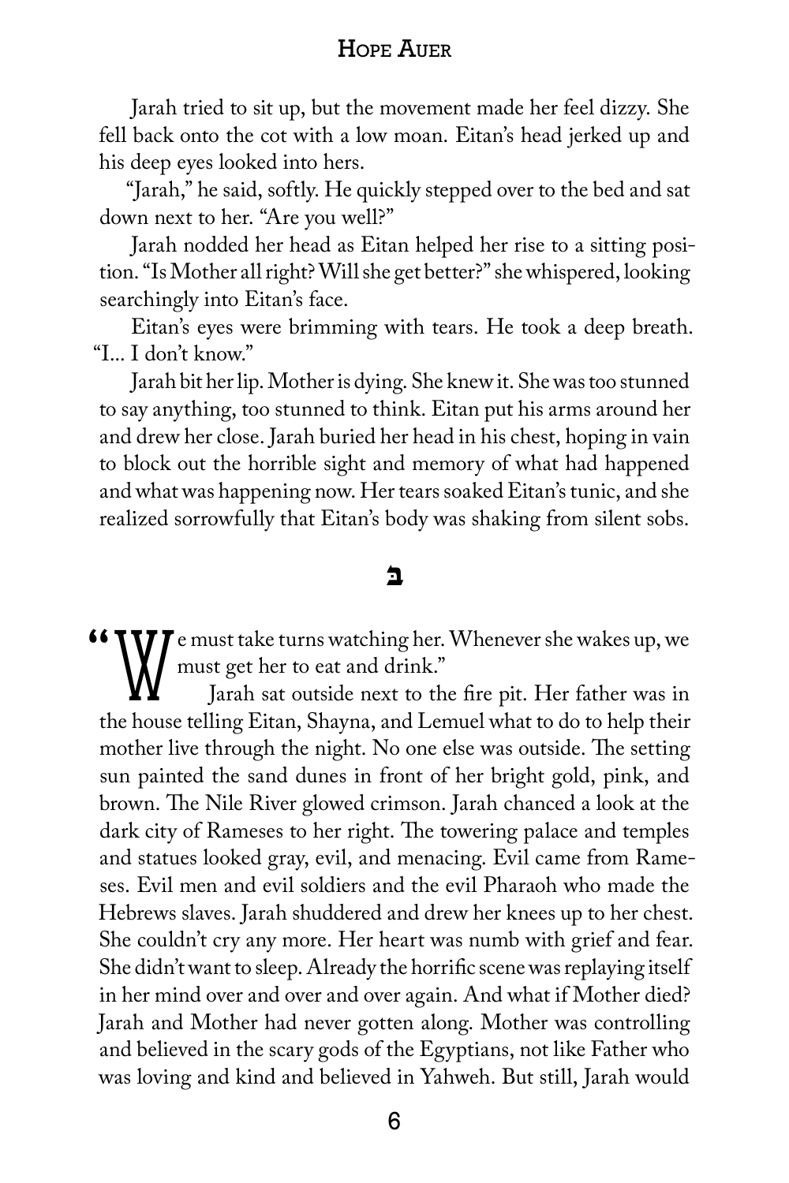Jarah tried to sit up, but the movement made her feel dizzy. She fell back onto the cot with a low moan. Eitan's head jerked up and his deep eyes looked into hers.

"Jarah," he said, softly. He quickly stepped over to the bed and sat down next to her. "Are you well?"

Jarah nodded her head as Eitan helped her rise to a sitting position. "Is Mother all right? Will she get better?" she whispered, looking searchingly into Eitan's face.

Eitan's eyes were brimming with tears. He took a deep breath. "I... I don't know."

Jarah bit her lip. Mother is dying. She knew it. She was too stunned to say anything, too stunned to think. Eitan put his arms around her and drew her close. Jarah buried her head in his chest, hoping in vain to block out the horrible sight and memory of what had happened and what was happening now. Her tears soaked Eitan's tunic, and she realized sorrowfully that Eitan's body was shaking from silent sobs.

ב

"We must take turns watching her. Whenever she wakes up, we must get her to eat and drink."

Jarah sat outside next to the fire pit. Her father was in the house telling Eitan, Shayna, and Lemuel what to do to help their mother live through the night. No one else was outside. The setting sun painted the sand dunes in front of her bright gold, pink, and brown. The Nile River glowed crimson. Jarah chanced a look at the dark city of Rameses to her right. The towering palace and temples and statues looked gray, evil, and menacing. Evil came from Rameses. Evil men and evil soldiers and the evil Pharaoh who made the Hebrews slaves. Jarah shuddered and drew her knees up to her chest. She couldn't cry any more. Her heart was numb with grief and fear. She didn't want to sleep. Already the horrific scene was replaying itself in her mind over and over and over again. And what if Mother died? Jarah and Mother had never gotten along. Mother was controlling and believed in the scary gods of the Egyptians, not like Father who was loving and kind and believed in Yahweh. But still, Jarah would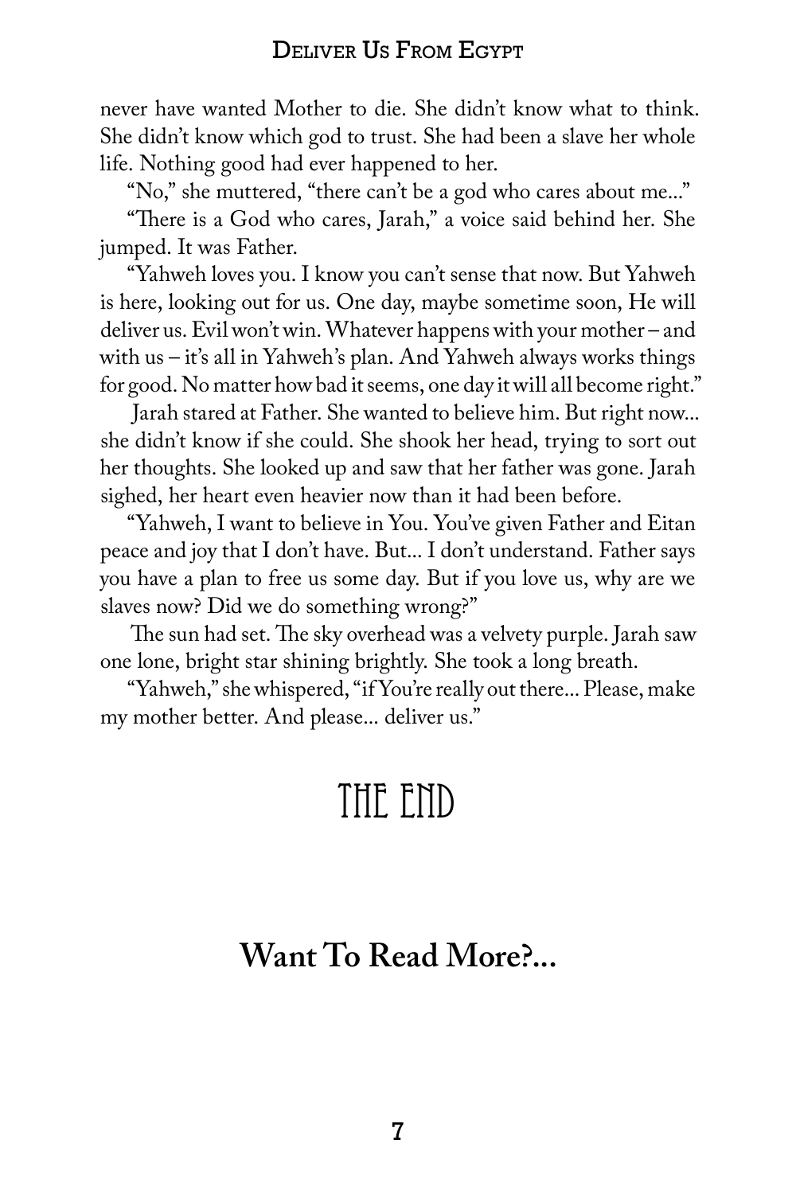never have wanted Mother to die. She didn't know what to think. She didn't know which god to trust. She had been a slave her whole life. Nothing good had ever happened to her.

"No," she muttered, "there can't be a god who cares about me..."

"There is a God who cares, Jarah," a voice said behind her. She jumped. It was Father.

"Yahweh loves you. I know you can't sense that now. But Yahweh is here, looking out for us. One day, maybe sometime soon, He will deliver us. Evil won't win. Whatever happens with your mother – and with us – it's all in Yahweh's plan. And Yahweh always works things for good. No matter how bad it seems, one day it will all become right."

Jarah stared at Father. She wanted to believe him. But right now... she didn't know if she could. She shook her head, trying to sort out her thoughts. She looked up and saw that her father was gone. Jarah sighed, her heart even heavier now than it had been before.

"Yahweh, I want to believe in You. You've given Father and Eitan peace and joy that I don't have. But... I don't understand. Father says you have a plan to free us some day. But if you love us, why are we slaves now? Did we do something wrong?"

The sun had set. The sky overhead was a velvety purple. Jarah saw one lone, bright star shining brightly. She took a long breath.

"Yahweh," she whispered, "if You're really out there... Please, make my mother better. And please... deliver us."

# THE END

## Want To Read More?...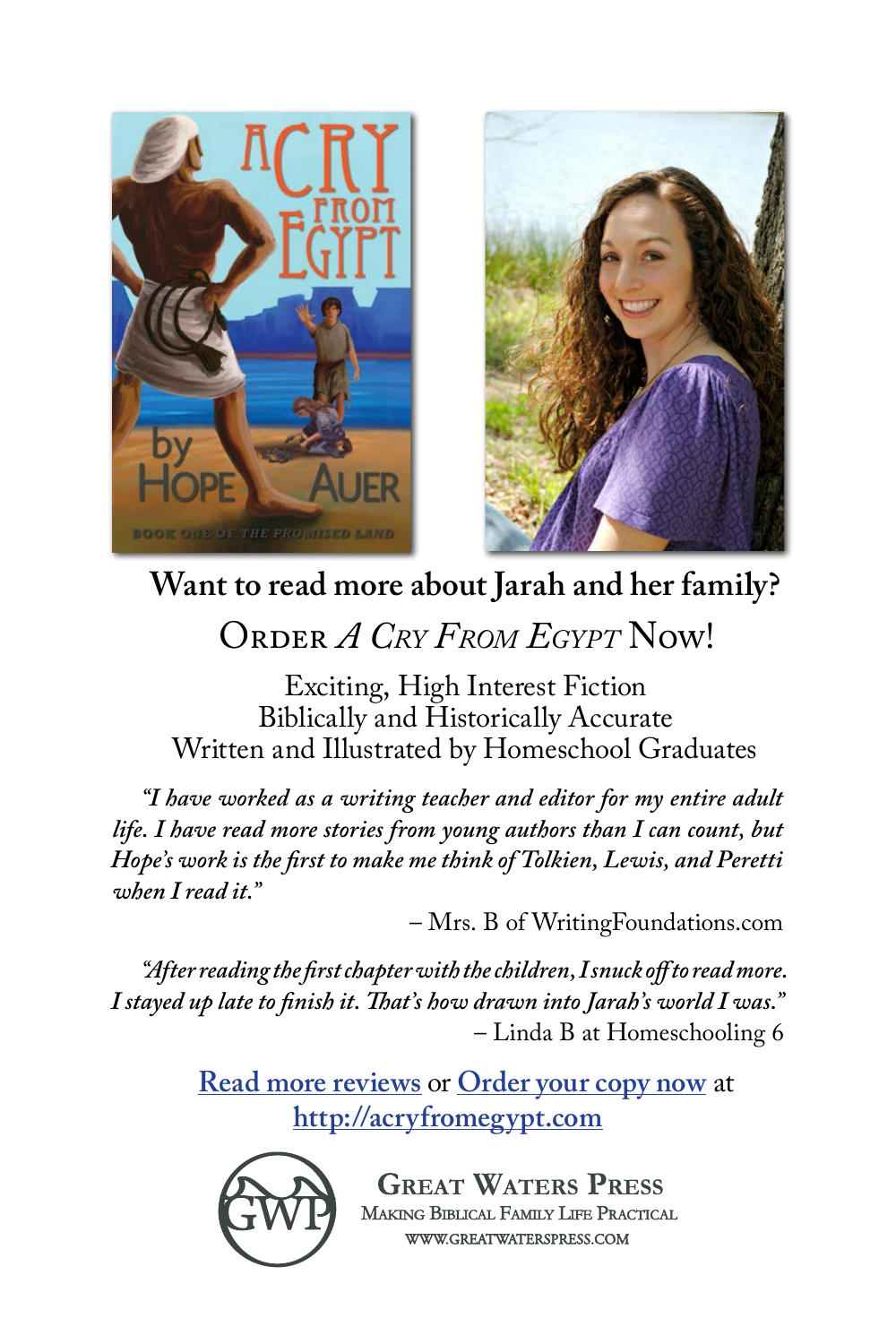**Want to read more about Jarah and her family?**

ORDER *A CRY FROM EGYPT* NOW!

Exciting, High Interest Fiction
Biblically and Historically Accurate
Written and Illustrated by Homeschool Graduates

*"I have worked as a writing teacher and editor for my entire adult life. I have read more stories from young authors than I can count, but Hope's work is the first to make me think of Tolkien, Lewis, and Peretti when I read it."*

– Mrs. B of WritingFoundations.com

*"After reading the first chapter with the children, I snuck off to read more. I stayed up late to finish it. That's how drawn into Jarah's world I was."*

– Linda B at Homeschooling 6

**Read more reviews** or **Order your copy now** at **http://acryfromegypt.com**

GREAT WATERS PRESS
MAKING BIBLICAL FAMILY LIFE PRACTICAL
WWW.GREATWATERSPRESS.COM